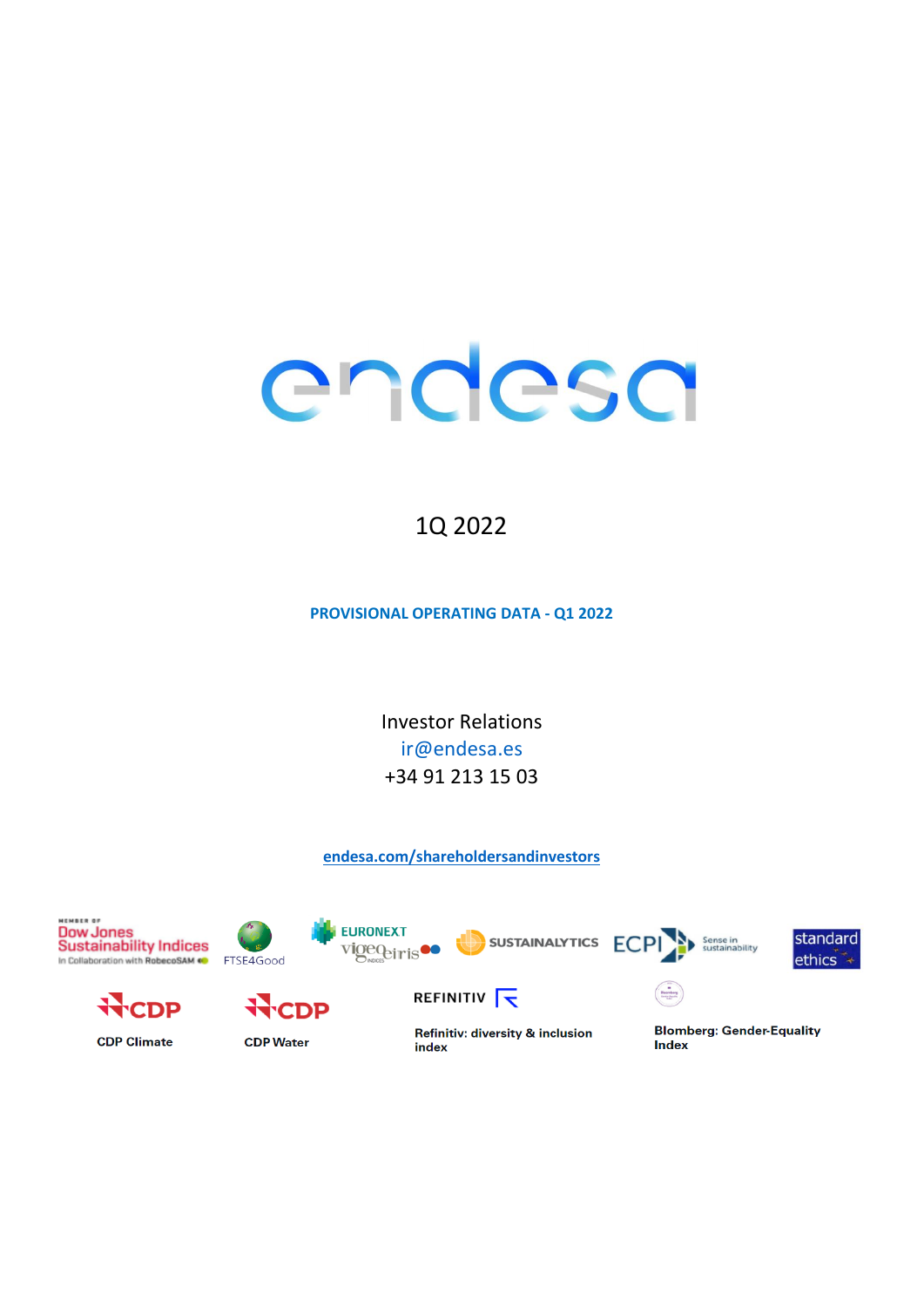endesa

1Q 2022

**PROVISIONAL OPERATING DATA - Q1 2022**

Investor Relations

ir@endesa.es

+34 91 213 15 03

endesa.com/shareholdersandinvestors

MEMBER OF Dow Jones Sustainability Indices In Collaboration with RobecoSAM

FTSE4Good

EURONEXT vigeo eiris INDICES

SUSTAINALYTICS

ECPI Sense in sustainability

standard ethics

CDP Climate

CDP Water

REFINITIV

Refinitiv: diversity & inclusion index

Blomberg: Gender-Equality Index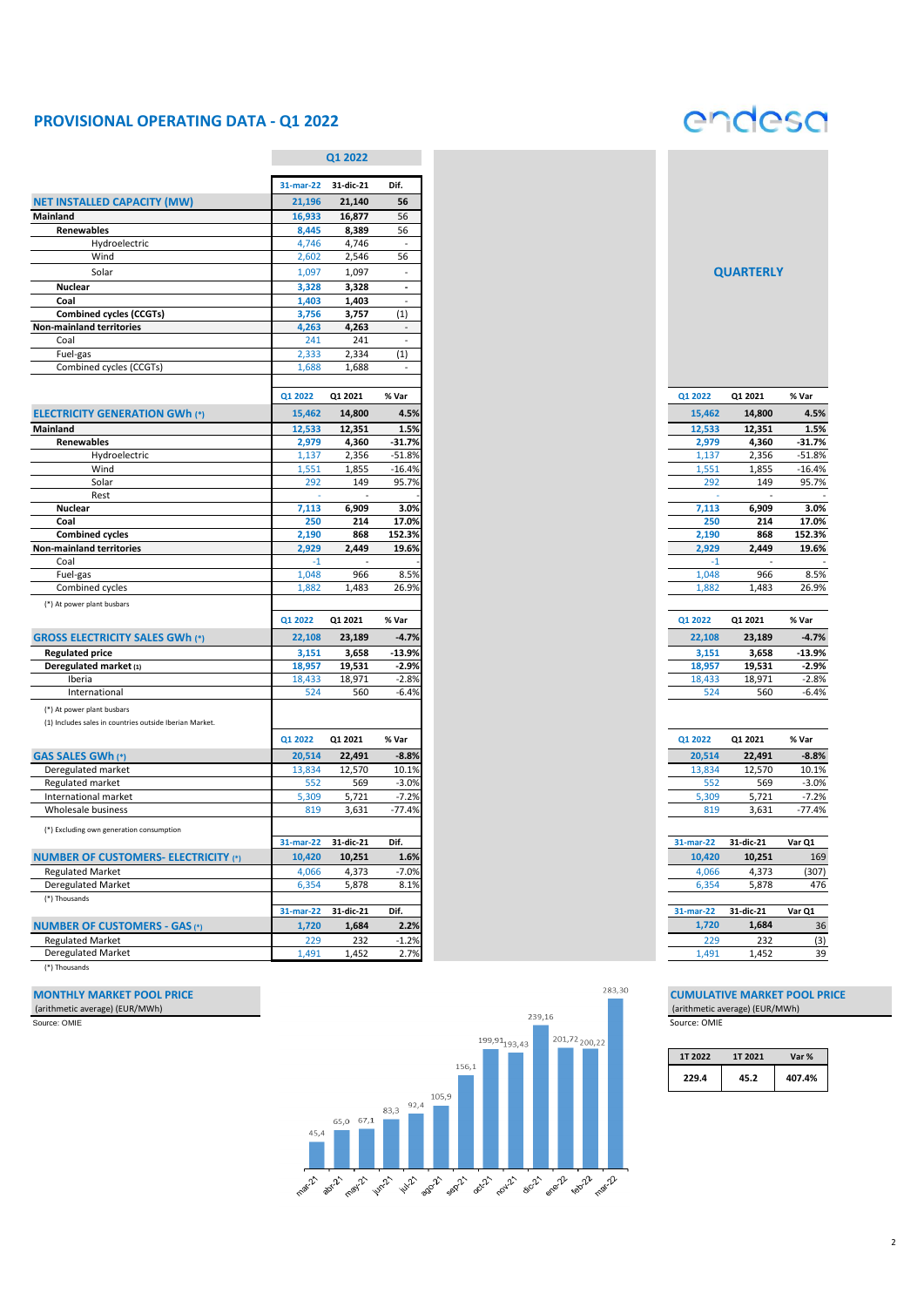## PROVISIONAL OPERATING DATA - Q1 2022

### Q1 2022

| NET INSTALLED CAPACITY (MW) | 31-mar-22 | 31-dic-21 | Dif. |
|---|---|---|---|
| **NET INSTALLED CAPACITY (MW)** | **21,196** | **21,140** | **56** |
| **Mainland** | **16,933** | **16,877** | 56 |
| **Renewables** | **8,445** | **8,389** | 56 |
| Hydroelectric | 4,746 | 4,746 | - |
| Wind | 2,602 | 2,546 | 56 |
| Solar | 1,097 | 1,097 | - |
| **Nuclear** | **3,328** | **3,328** | - |
| **Coal** | **1,403** | **1,403** | - |
| **Combined cycles (CCGTs)** | **3,756** | **3,757** | (1) |
| **Non-mainland territories** | **4,263** | **4,263** | - |
| Coal | 241 | 241 | - |
| Fuel-gas | 2,333 | 2,334 | (1) |
| Combined cycles (CCGTs) | 1,688 | 1,688 | - |

| ELECTRICITY GENERATION GWh (*) | Q1 2022 | Q1 2021 | % Var |
|---|---|---|---|
| **ELECTRICITY GENERATION GWh (*)** | **15,462** | **14,800** | **4.5%** |
| **Mainland** | **12,533** | **12,351** | **1.5%** |
| **Renewables** | **2,979** | **4,360** | **-31.7%** |
| Hydroelectric | 1,137 | 2,356 | -51.8% |
| Wind | 1,551 | 1,855 | -16.4% |
| Solar | 292 | 149 | 95.7% |
| Rest | - | - | - |
| **Nuclear** | **7,113** | **6,909** | **3.0%** |
| **Coal** | **250** | **214** | **17.0%** |
| **Combined cycles** | **2,190** | **868** | **152.3%** |
| **Non-mainland territories** | **2,929** | **2,449** | **19.6%** |
| Coal | -1 | - | - |
| Fuel-gas | 1,048 | 966 | 8.5% |
| Combined cycles | 1,882 | 1,483 | 26.9% |

(*) At power plant busbars

| GROSS ELECTRICITY SALES GWh (*) | Q1 2022 | Q1 2021 | % Var |
|---|---|---|---|
| **GROSS ELECTRICITY SALES GWh (*)** | **22,108** | **23,189** | **-4.7%** |
| **Regulated price** | **3,151** | **3,658** | **-13.9%** |
| **Deregulated market (1)** | **18,957** | **19,531** | **-2.9%** |
| Iberia | 18,433 | 18,971 | -2.8% |
| International | 524 | 560 | -6.4% |

(*) At power plant busbars

(1) Includes sales in countries outside Iberian Market.

| GAS SALES GWh (*) | Q1 2022 | Q1 2021 | % Var |
|---|---|---|---|
| **GAS SALES GWh (*)** | **20,514** | **22,491** | **-8.8%** |
| Deregulated market | 13,834 | 12,570 | 10.1% |
| Regulated market | 552 | 569 | -3.0% |
| International market | 5,309 | 5,721 | -7.2% |
| Wholesale business | 819 | 3,631 | -77.4% |

(*) Excluding own generation consumption

| NUMBER OF CUSTOMERS- ELECTRICITY (*) | 31-mar-22 | 31-dic-21 | Dif. |
|---|---|---|---|
| **NUMBER OF CUSTOMERS- ELECTRICITY (*)** | **10,420** | **10,251** | **1.6%** |
| Regulated Market | 4,066 | 4,373 | -7.0% |
| Deregulated Market | 6,354 | 5,878 | 8.1% |

(*) Thousands

| NUMBER OF CUSTOMERS - GAS (*) | 31-mar-22 | 31-dic-21 | Dif. |
|---|---|---|---|
| **NUMBER OF CUSTOMERS - GAS (*)** | **1,720** | **1,684** | **2.2%** |
| Regulated Market | 229 | 232 | -1.2% |
| Deregulated Market | 1,491 | 1,452 | 2.7% |

(*) Thousands

### QUARTERLY

| ELECTRICITY GENERATION GWh (*) | Q1 2022 | Q1 2021 | % Var |
|---|---|---|---|
| **ELECTRICITY GENERATION GWh (*)** | **15,462** | **14,800** | **4.5%** |
| **Mainland** | **12,533** | **12,351** | **1.5%** |
| **Renewables** | **2,979** | **4,360** | **-31.7%** |
| Hydroelectric | 1,137 | 2,356 | -51.8% |
| Wind | 1,551 | 1,855 | -16.4% |
| Solar | 292 | 149 | 95.7% |
| Rest | - | - | - |
| **Nuclear** | **7,113** | **6,909** | **3.0%** |
| **Coal** | **250** | **214** | **17.0%** |
| **Combined cycles** | **2,190** | **868** | **152.3%** |
| **Non-mainland territories** | **2,929** | **2,449** | **19.6%** |
| Coal | -1 | - | - |
| Fuel-gas | 1,048 | 966 | 8.5% |
| Combined cycles | 1,882 | 1,483 | 26.9% |

| GROSS ELECTRICITY SALES GWh (*) | Q1 2022 | Q1 2021 | % Var |
|---|---|---|---|
| **GROSS ELECTRICITY SALES GWh (*)** | **22,108** | **23,189** | **-4.7%** |
| **Regulated price** | **3,151** | **3,658** | **-13.9%** |
| **Deregulated market (1)** | **18,957** | **19,531** | **-2.9%** |
| Iberia | 18,433 | 18,971 | -2.8% |
| International | 524 | 560 | -6.4% |

| GAS SALES GWh (*) | Q1 2022 | Q1 2021 | % Var |
|---|---|---|---|
| **GAS SALES GWh (*)** | **20,514** | **22,491** | **-8.8%** |
| Deregulated market | 13,834 | 12,570 | 10.1% |
| Regulated market | 552 | 569 | -3.0% |
| International market | 5,309 | 5,721 | -7.2% |
| Wholesale business | 819 | 3,631 | -77.4% |

| NUMBER OF CUSTOMERS- ELECTRICITY (*) | 31-mar-22 | 31-dic-21 | Var Q1 |
|---|---|---|---|
| **NUMBER OF CUSTOMERS- ELECTRICITY (*)** | **10,420** | **10,251** | 169 |
| Regulated Market | 4,066 | 4,373 | (307) |
| Deregulated Market | 6,354 | 5,878 | 476 |

| NUMBER OF CUSTOMERS - GAS (*) | 31-mar-22 | 31-dic-21 | Var Q1 |
|---|---|---|---|
| **NUMBER OF CUSTOMERS - GAS (*)** | **1,720** | **1,684** | 36 |
| Regulated Market | 229 | 232 | (3) |
| Deregulated Market | 1,491 | 1,452 | 39 |

### MONTHLY MARKET POOL PRICE

(arithmetic average) (EUR/MWh)

Source: OMIE

| mar-21 | abr-21 | may-21 | jun-21 | jul-21 | ago-21 | sep-21 | oct-21 | nov-21 | dic-21 | ene-22 | feb-22 | mar-22 |
|---|---|---|---|---|---|---|---|---|---|---|---|---|
| 45,4 | 65,0 | 67,1 | 83,3 | 92,4 | 105,9 | 156,1 | 199,91 | 193,43 | 239,16 | 201,72 | 200,22 | 283,30 |

### CUMULATIVE MARKET POOL PRICE

(arithmetic average) (EUR/MWh)

Source: OMIE

| 1T 2022 | 1T 2021 | Var % |
|---|---|---|
| 229.4 | 45.2 | 407.4% |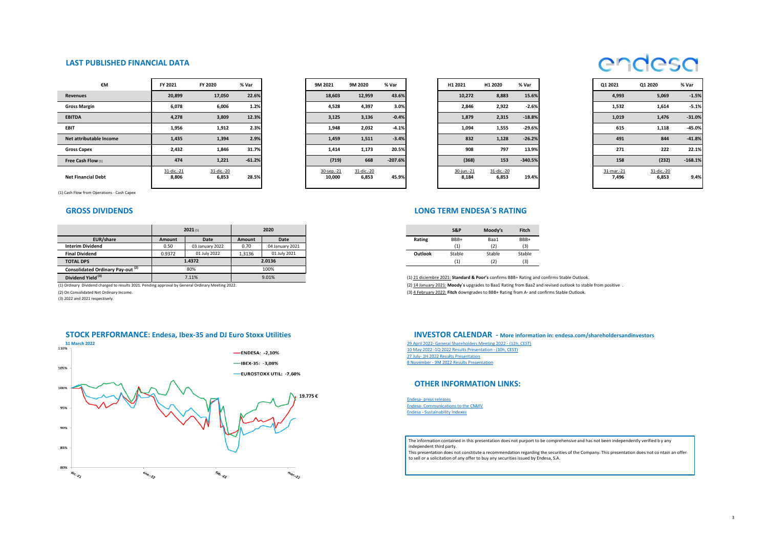## LAST PUBLISHED FINANCIAL DATA

endesa

| €M | FY 2021 | FY 2020 | % Var | 9M 2021 | 9M 2020 | % Var | H1 2021 | H1 2020 | % Var | Q1 2021 | Q1 2020 | % Var |
|---|---|---|---|---|---|---|---|---|---|---|---|---|
| Revenues | 20,899 | 17,050 | 22.6% | 18,603 | 12,959 | 43.6% | 10,272 | 8,883 | 15.6% | 4,993 | 5,069 | -1.5% |
| Gross Margin | 6,078 | 6,006 | 1.2% | 4,528 | 4,397 | 3.0% | 2,846 | 2,922 | -2.6% | 1,532 | 1,614 | -5.1% |
| EBITDA | 4,278 | 3,809 | 12.3% | 3,125 | 3,136 | -0.4% | 1,879 | 2,315 | -18.8% | 1,019 | 1,476 | -31.0% |
| EBIT | 1,956 | 1,912 | 2.3% | 1,948 | 2,032 | -4.1% | 1,094 | 1,555 | -29.6% | 615 | 1,118 | -45.0% |
| Net attributable Income | 1,435 | 1,394 | 2.9% | 1,459 | 1,511 | -3.4% | 832 | 1,128 | -26.2% | 491 | 844 | -41.8% |
| Gross Capex | 2,432 | 1,846 | 31.7% | 1,414 | 1,173 | 20.5% | 908 | 797 | 13.9% | 271 | 222 | 22.1% |
| Free Cash Flow (1) | 474 | 1,221 | -61.2% | (719) | 668 | -207.6% | (368) | 153 | -340.5% | 158 | (232) | -168.1% |
| Net Financial Debt | 31-dic.-21 8,806 | 31-dic.-20 6,853 | 28.5% | 30-sep.-21 10,000 | 31-dic.-20 6,853 | 45.9% | 30-jun.-21 8,184 | 31-dic.-20 6,853 | 19.4% | 31-mar.-21 7,496 | 31-dic.-20 6,853 | 9.4% |

(1) Cash Flow from Operations - Cash Capex

## GROSS DIVIDENDS

| | 2021 (1) | | 2020 | |
|---|---|---|---|---|
| EUR/share | Amount | Date | Amount | Date |
| Interim Dividend | 0.50 | 03 January 2022 | 0.70 | 04 January 2021 |
| Final Dividend | 0.9372 | 01 July 2022 | 1.3136 | 01 July 2021 |
| TOTAL DPS | 1.4372 | | 2.0136 | |
| Consolidated Ordinary Pay-out (2) | 80% | | 100% | |
| Dividend Yield (3) | 7.11% | | 9.01% | |

(1) Ordinary Dividend charged to results 2021. Pending approval by General Ordinary Meeting 2022.

(2) On Consolidated Net Ordinary Income.

(3) 2022 and 2021 respectively.

## LONG TERM ENDESA´S RATING

| | S&P | Moody's | Fitch |
|---|---|---|---|
| Rating | BBB+ (1) | Baa1 (2) | BBB+ (3) |
| Outlook | Stable (1) | Stable (2) | Stable (3) |

(1) 21 diciembre 2021: **Standard & Poor's** confirms BBB+ Rating and confirms Stable Outlook.

(2) 14 January 2021: **Moody´s** upgrades to Baa1 Rating from Baa2 and revised outlook to stable from positive .

(3) 4 February 2022: **Fitch** downgrades to BBB+ Rating from A- and confirms Stable Outlook.

## STOCK PERFORMANCE: Endesa, Ibex-35 and DJ Euro Stoxx Utilities

31 March 2022

ENDESA: -2,10%
IBEX-35: -3,08%
EUROSTOXX UTIL: -7,60%
19.775 €

110%
105%
100%
95%
90%
85%
80%
dic.-21
ene.-22
feb.-22
mar.-22

## INVESTOR CALENDAR - More information in: endesa.com/shareholdersandinvestors

29 April 2022- General Shareholders Meeting 2022 - (12h, CEST)
10 May 2022 -1Q 2022 Results Presentation - (10h, CEST)
27 July- 1H 2022 Results Presentation
8 November - 9M 2022 Results Presentation

## OTHER INFORMATION LINKS:

Endesa- press releases
Endesa- Communications to the CNMV
Endesa - Sustainability Indexes

The information contained in this presentation does not purport to be comprehensive and has not been independently verified b y any independent third party.
This presentation does not constitute a recommendation regarding the securities of the Company. This presentation does not co ntain an offer to sell or a solicitation of any offer to buy any securities issued by Endesa, S.A.